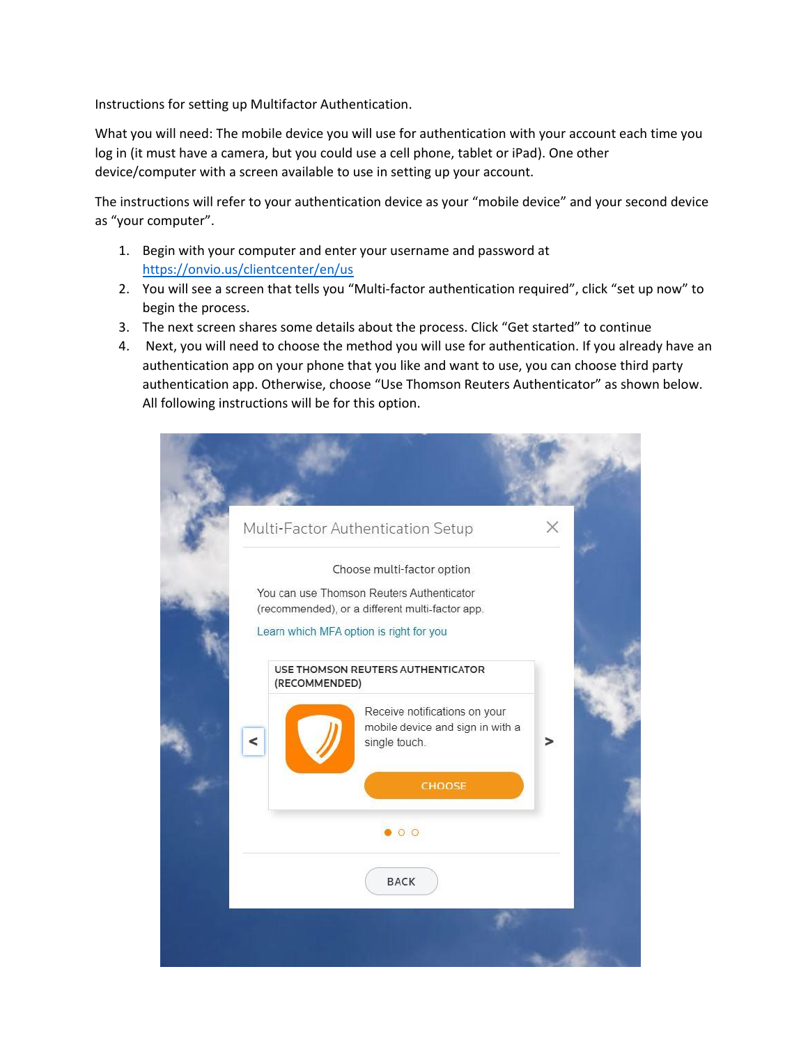Instructions for setting up Multifactor Authentication.

What you will need: The mobile device you will use for authentication with your account each time you log in (it must have a camera, but you could use a cell phone, tablet or iPad). One other device/computer with a screen available to use in setting up your account.

The instructions will refer to your authentication device as your "mobile device" and your second device as "your computer".

1. Begin with your computer and enter your username and password at [https://onvio.us/clientcenter/en/us](https://onvio.us/clientcenter/en/us)
2. You will see a screen that tells you "Multi-factor authentication required", click "set up now" to begin the process.
3. The next screen shares some details about the process. Click "Get started" to continue
4. Next, you will need to choose the method you will use for authentication. If you already have an authentication app on your phone that you like and want to use, you can choose third party authentication app. Otherwise, choose "Use Thomson Reuters Authenticator" as shown below. All following instructions will be for this option.

Multi-Factor Authentication Setup

Choose multi-factor option

You can use Thomson Reuters Authenticator (recommended), or a different multi-factor app.

Learn which MFA option is right for you

USE THOMSON REUTERS AUTHENTICATOR (RECOMMENDED)

Receive notifications on your mobile device and sign in with a single touch.

CHOOSE

BACK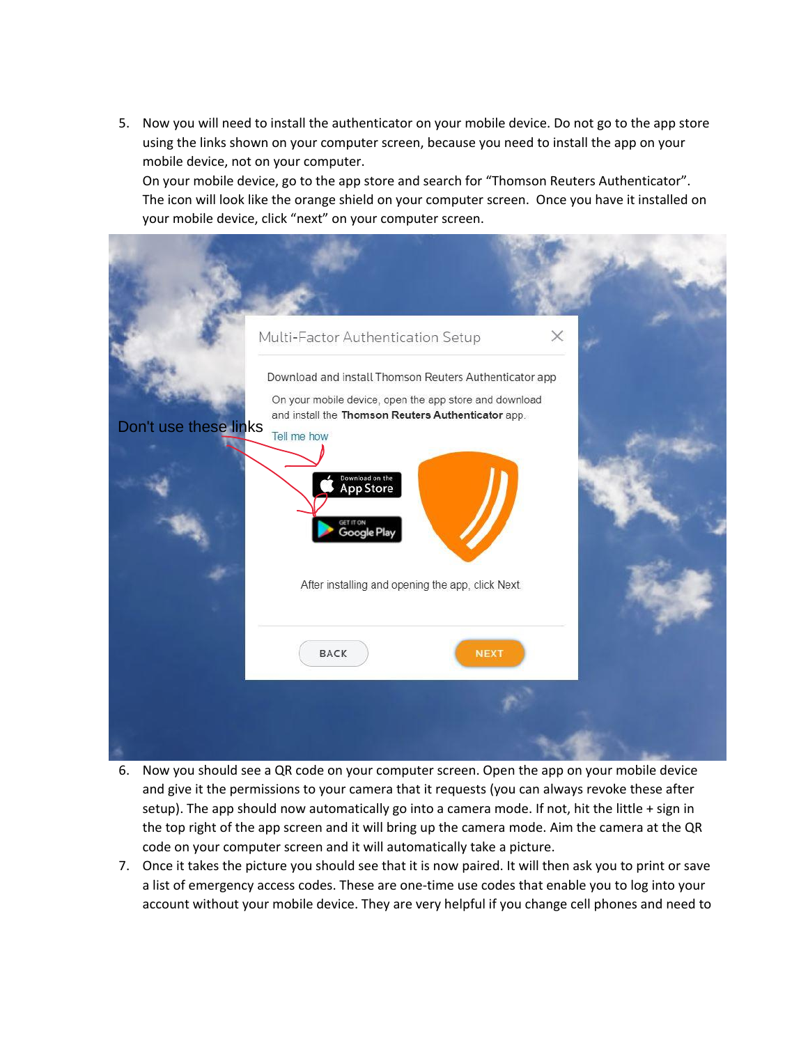5. Now you will need to install the authenticator on your mobile device. Do not go to the app store using the links shown on your computer screen, because you need to install the app on your mobile device, not on your computer.
   On your mobile device, go to the app store and search for "Thomson Reuters Authenticator". The icon will look like the orange shield on your computer screen. Once you have it installed on your mobile device, click "next" on your computer screen.

Multi-Factor Authentication Setup

Download and install Thomson Reuters Authenticator app

On your mobile device, open the app store and download and install the **Thomson Reuters Authenticator** app.

Don't use these links

Tell me how

Download on the App Store

GET IT ON Google Play

After installing and opening the app, click Next

BACK NEXT

6. Now you should see a QR code on your computer screen. Open the app on your mobile device and give it the permissions to your camera that it requests (you can always revoke these after setup). The app should now automatically go into a camera mode. If not, hit the little + sign in the top right of the app screen and it will bring up the camera mode. Aim the camera at the QR code on your computer screen and it will automatically take a picture.
7. Once it takes the picture you should see that it is now paired. It will then ask you to print or save a list of emergency access codes. These are one-time use codes that enable you to log into your account without your mobile device. They are very helpful if you change cell phones and need to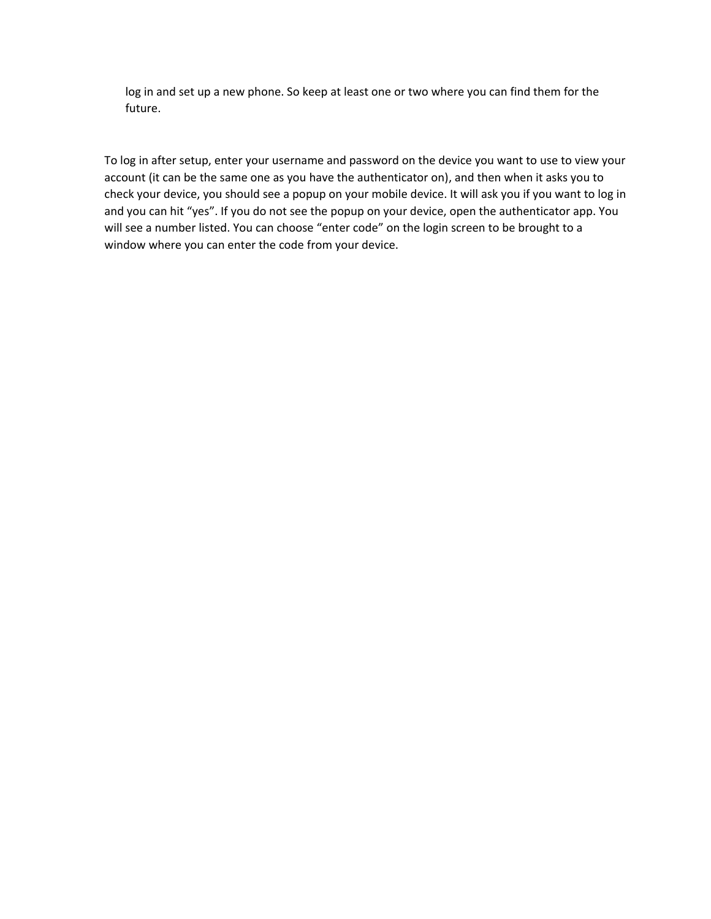log in and set up a new phone. So keep at least one or two where you can find them for the future.

To log in after setup, enter your username and password on the device you want to use to view your account (it can be the same one as you have the authenticator on), and then when it asks you to check your device, you should see a popup on your mobile device. It will ask you if you want to log in and you can hit "yes". If you do not see the popup on your device, open the authenticator app. You will see a number listed. You can choose "enter code" on the login screen to be brought to a window where you can enter the code from your device.